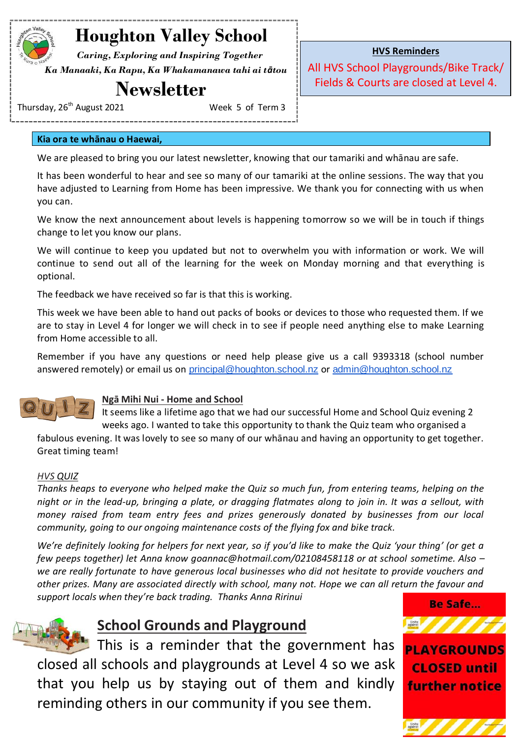# Houghton Valley School

*Caring, Exploring and Inspiring Together*

*Ka Manaaki, Ka Rapu, Ka Whakamanawa tahi ai tātou*

# Newsletter

Thursday, 26th August 2021 — Week 5 of Term 3

**HVS Reminders**

All HVS School Playgrounds/Bike Track/ Fields & Courts are closed at Level 4.

**Kia ora te whānau o Haewai,**

We are pleased to bring you our latest newsletter, knowing that our tamariki and whānau are safe.

It has been wonderful to hear and see so many of our tamariki at the online sessions. The way that you have adjusted to Learning from Home has been impressive. We thank you for connecting with us when you can.

We know the next announcement about levels is happening tomorrow so we will be in touch if things change to let you know our plans.

We will continue to keep you updated but not to overwhelm you with information or work. We will continue to send out all of the learning for the week on Monday morning and that everything is optional.

The feedback we have received so far is that this is working.

This week we have been able to hand out packs of books or devices to those who requested them. If we are to stay in Level 4 for longer we will check in to see if people need anything else to make Learning from Home accessible to all.

Remember if you have any questions or need help please give us a call 9393318 (school number answered remotely) or email us on principal@houghton.school.nz or admin@houghton.school.nz

## Ngā Mihi Nui - Home and School

It seems like a lifetime ago that we had our successful Home and School Quiz evening 2 weeks ago. I wanted to take this opportunity to thank the Quiz team who organised a fabulous evening. It was lovely to see so many of our whānau and having an opportunity to get together. Great timing team!

*HVS QUIZ*

*Thanks heaps to everyone who helped make the Quiz so much fun, from entering teams, helping on the night or in the lead-up, bringing a plate, or dragging flatmates along to join in. It was a sellout, with money raised from team entry fees and prizes generously donated by businesses from our local community, going to our ongoing maintenance costs of the flying fox and bike track.*

*We're definitely looking for helpers for next year, so if you'd like to make the Quiz 'your thing' (or get a few peeps together) let Anna know goannac@hotmail.com/02108458118 or at school sometime. Also – we are really fortunate to have generous local businesses who did not hesitate to provide vouchers and other prizes. Many are associated directly with school, many not. Hope we can all return the favour and support locals when they're back trading. Thanks Anna Ririnui*

## School Grounds and Playground

This is a reminder that the government has closed all schools and playgrounds at Level 4 so we ask that you help us by staying out of them and kindly reminding others in our community if you see them.

**Be Safe...**

**PLAYGROUNDS CLOSED until further notice**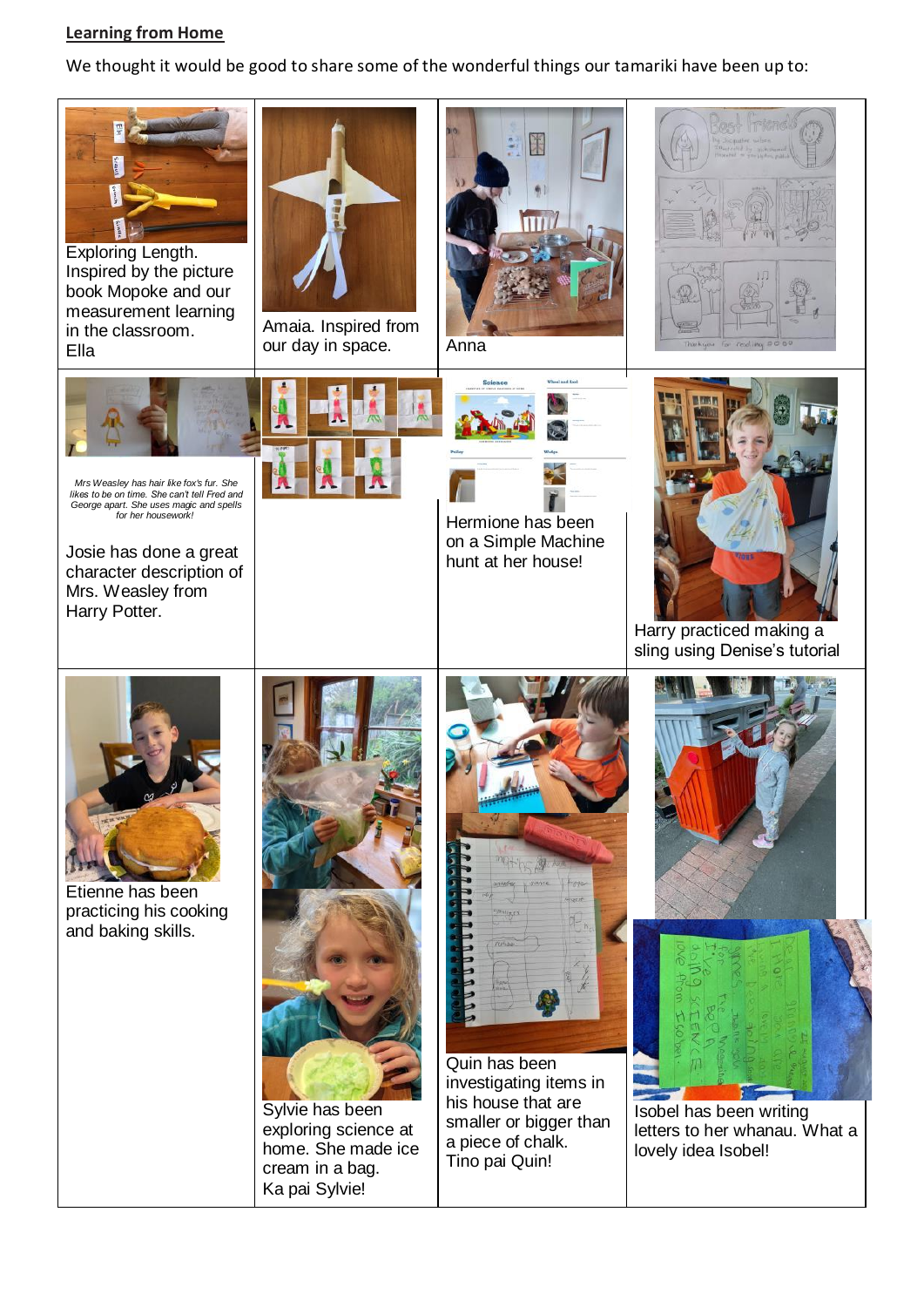**Learning from Home**

We thought it would be good to share some of the wonderful things our tamariki have been up to:

Exploring Length. Inspired by the picture book Mopoke and our measurement learning in the classroom.
Ella

Amaia. Inspired from our day in space.

Anna

*Mrs Weasley has hair like fox's fur. She likes to be on time. She can't tell Fred and George apart. She uses magic and spells for her housework!*

Josie has done a great character description of Mrs. Weasley from Harry Potter.

Hermione has been on a Simple Machine hunt at her house!

Harry practiced making a sling using Denise's tutorial

Etienne has been practicing his cooking and baking skills.

Sylvie has been exploring science at home. She made ice cream in a bag.
Ka pai Sylvie!

Quin has been investigating items in his house that are smaller or bigger than a piece of chalk.
Tino pai Quin!

Isobel has been writing letters to her whanau. What a lovely idea Isobel!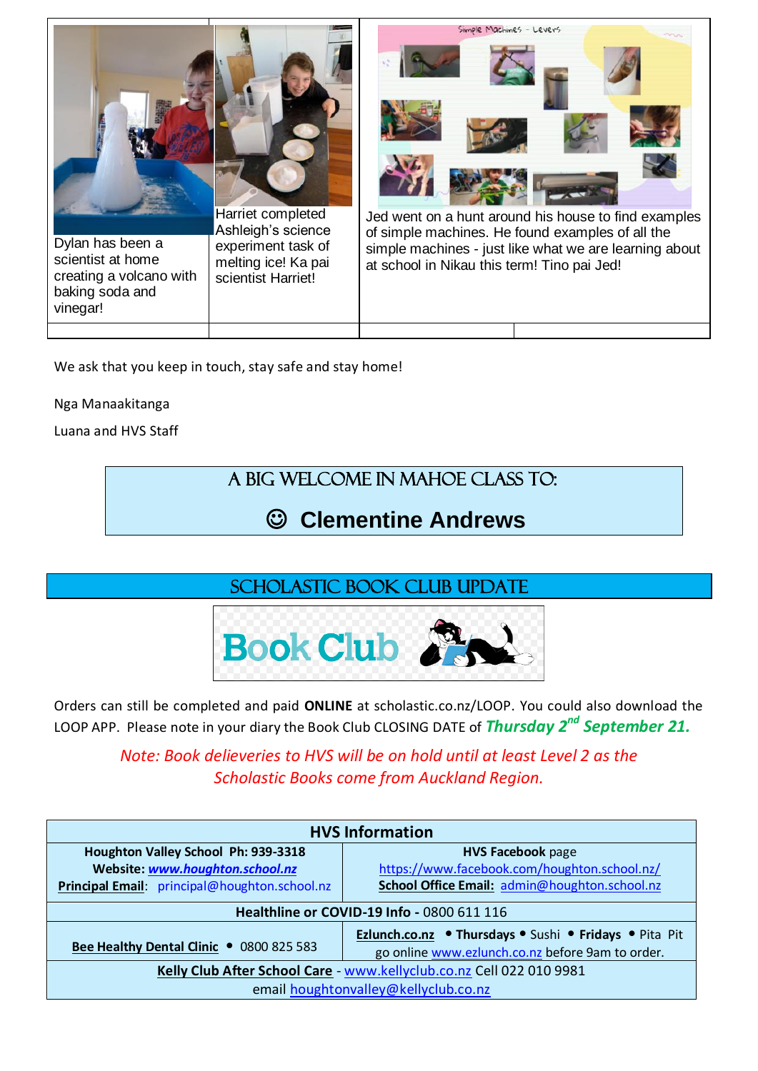| | | |
|---|---|---|
| Dylan has been a scientist at home creating a volcano with baking soda and vinegar! | Harriet completed Ashleigh's science experiment task of melting ice! Ka pai scientist Harriet! | Jed went on a hunt around his house to find examples of simple machines. He found examples of all the simple machines - just like what we are learning about at school in Nikau this term! Tino pai Jed! |

We ask that you keep in touch, stay safe and stay home!

Nga Manaakitanga

Luana and HVS Staff

## A BIG WELCOME IN MAHOE CLASS TO:

## ☺ Clementine Andrews

## SCHOLASTIC BOOK CLUB UPDATE

Book Club

Orders can still be completed and paid **ONLINE** at scholastic.co.nz/LOOP. You could also download the LOOP APP. Please note in your diary the Book Club CLOSING DATE of ***Thursday 2nd September 21.***

*Note: Book delieveries to HVS will be on hold until at least Level 2 as the Scholastic Books come from Auckland Region.*

| **HVS Information** | |
|---|---|
| **Houghton Valley School Ph: 939-3318**<br>**Website: *www.houghton.school.nz***<br>**Principal Email**: principal@houghton.school.nz | **HVS Facebook** page<br>https://www.facebook.com/houghton.school.nz/<br>**School Office Email:** admin@houghton.school.nz |
| **Healthline or COVID-19 Info** - 0800 611 116 | |
| **Bee Healthy Dental Clinic** • 0800 825 583 | **Ezlunch.co.nz** • **Thursdays** • Sushi • **Fridays** • Pita Pit<br>go online www.ezlunch.co.nz before 9am to order. |
| **Kelly Club After School Care** - www.kellyclub.co.nz Cell 022 010 9981<br>email houghtonvalley@kellyclub.co.nz | |